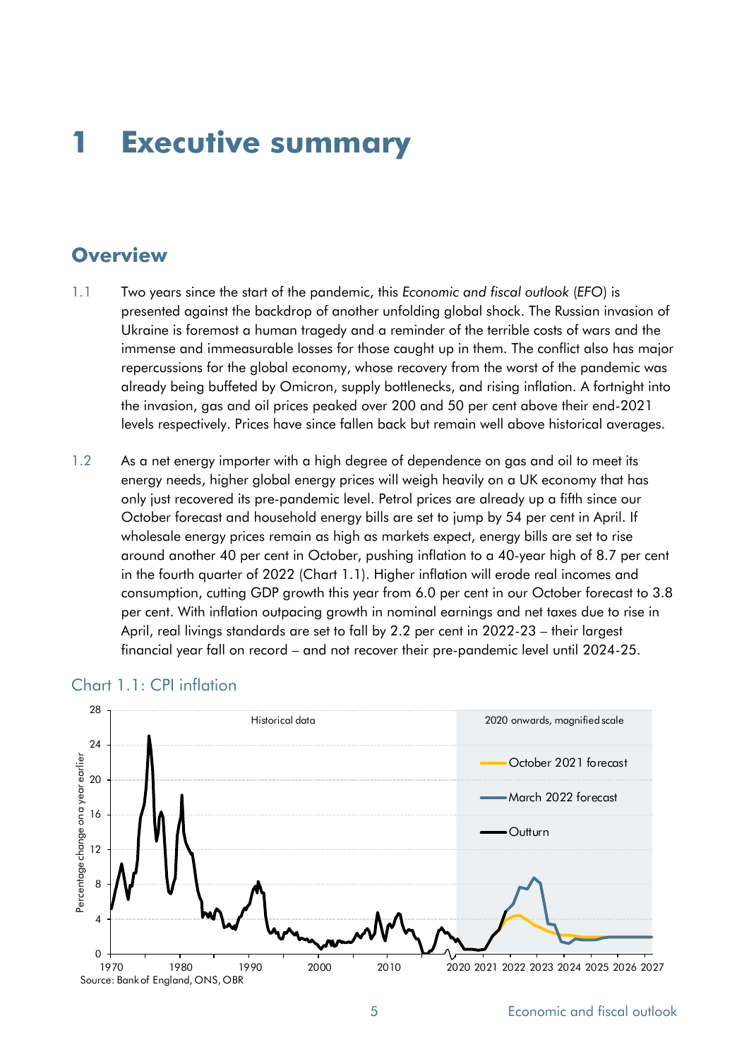# 1 Executive summary

## Overview

1.1 Two years since the start of the pandemic, this *Economic and fiscal outlook* (*EFO*) is presented against the backdrop of another unfolding global shock. The Russian invasion of Ukraine is foremost a human tragedy and a reminder of the terrible costs of wars and the immense and immeasurable losses for those caught up in them. The conflict also has major repercussions for the global economy, whose recovery from the worst of the pandemic was already being buffeted by Omicron, supply bottlenecks, and rising inflation. A fortnight into the invasion, gas and oil prices peaked over 200 and 50 per cent above their end-2021 levels respectively. Prices have since fallen back but remain well above historical averages.

1.2 As a net energy importer with a high degree of dependence on gas and oil to meet its energy needs, higher global energy prices will weigh heavily on a UK economy that has only just recovered its pre-pandemic level. Petrol prices are already up a fifth since our October forecast and household energy bills are set to jump by 54 per cent in April. If wholesale energy prices remain as high as markets expect, energy bills are set to rise around another 40 per cent in October, pushing inflation to a 40-year high of 8.7 per cent in the fourth quarter of 2022 (Chart 1.1). Higher inflation will erode real incomes and consumption, cutting GDP growth this year from 6.0 per cent in our October forecast to 3.8 per cent. With inflation outpacing growth in nominal earnings and net taxes due to rise in April, real livings standards are set to fall by 2.2 per cent in 2022-23 – their largest financial year fall on record – and not recover their pre-pandemic level until 2024-25.

Chart 1.1: CPI inflation

Source: Bank of England, ONS, OBR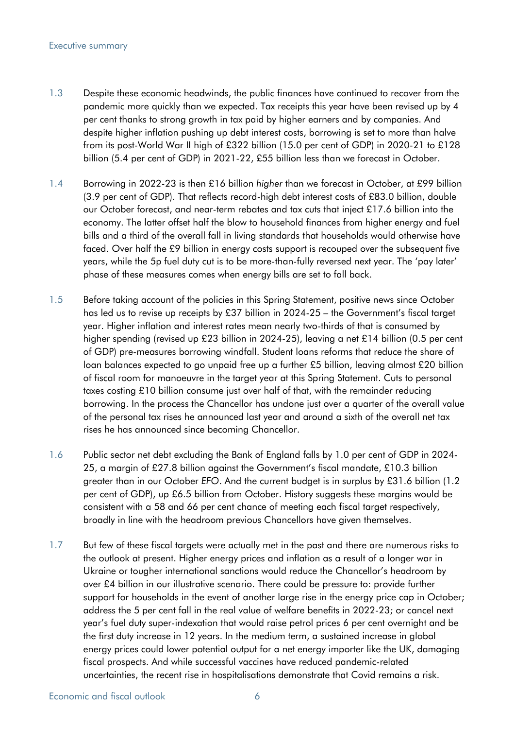1.3 Despite these economic headwinds, the public finances have continued to recover from the pandemic more quickly than we expected. Tax receipts this year have been revised up by 4 per cent thanks to strong growth in tax paid by higher earners and by companies. And despite higher inflation pushing up debt interest costs, borrowing is set to more than halve from its post-World War II high of £322 billion (15.0 per cent of GDP) in 2020-21 to £128 billion (5.4 per cent of GDP) in 2021-22, £55 billion less than we forecast in October.

1.4 Borrowing in 2022-23 is then £16 billion *higher* than we forecast in October, at £99 billion (3.9 per cent of GDP). That reflects record-high debt interest costs of £83.0 billion, double our October forecast, and near-term rebates and tax cuts that inject £17.6 billion into the economy. The latter offset half the blow to household finances from higher energy and fuel bills and a third of the overall fall in living standards that households would otherwise have faced. Over half the £9 billion in energy costs support is recouped over the subsequent five years, while the 5p fuel duty cut is to be more-than-fully reversed next year. The 'pay later' phase of these measures comes when energy bills are set to fall back.

1.5 Before taking account of the policies in this Spring Statement, positive news since October has led us to revise up receipts by £37 billion in 2024-25 – the Government's fiscal target year. Higher inflation and interest rates mean nearly two-thirds of that is consumed by higher spending (revised up £23 billion in 2024-25), leaving a net £14 billion (0.5 per cent of GDP) pre-measures borrowing windfall. Student loans reforms that reduce the share of loan balances expected to go unpaid free up a further £5 billion, leaving almost £20 billion of fiscal room for manoeuvre in the target year at this Spring Statement. Cuts to personal taxes costing £10 billion consume just over half of that, with the remainder reducing borrowing. In the process the Chancellor has undone just over a quarter of the overall value of the personal tax rises he announced last year and around a sixth of the overall net tax rises he has announced since becoming Chancellor.

1.6 Public sector net debt excluding the Bank of England falls by 1.0 per cent of GDP in 2024-25, a margin of £27.8 billion against the Government's fiscal mandate, £10.3 billion greater than in our October *EFO*. And the current budget is in surplus by £31.6 billion (1.2 per cent of GDP), up £6.5 billion from October. History suggests these margins would be consistent with a 58 and 66 per cent chance of meeting each fiscal target respectively, broadly in line with the headroom previous Chancellors have given themselves.

1.7 But few of these fiscal targets were actually met in the past and there are numerous risks to the outlook at present. Higher energy prices and inflation as a result of a longer war in Ukraine or tougher international sanctions would reduce the Chancellor's headroom by over £4 billion in our illustrative scenario. There could be pressure to: provide further support for households in the event of another large rise in the energy price cap in October; address the 5 per cent fall in the real value of welfare benefits in 2022-23; or cancel next year's fuel duty super-indexation that would raise petrol prices 6 per cent overnight and be the first duty increase in 12 years. In the medium term, a sustained increase in global energy prices could lower potential output for a net energy importer like the UK, damaging fiscal prospects. And while successful vaccines have reduced pandemic-related uncertainties, the recent rise in hospitalisations demonstrate that Covid remains a risk.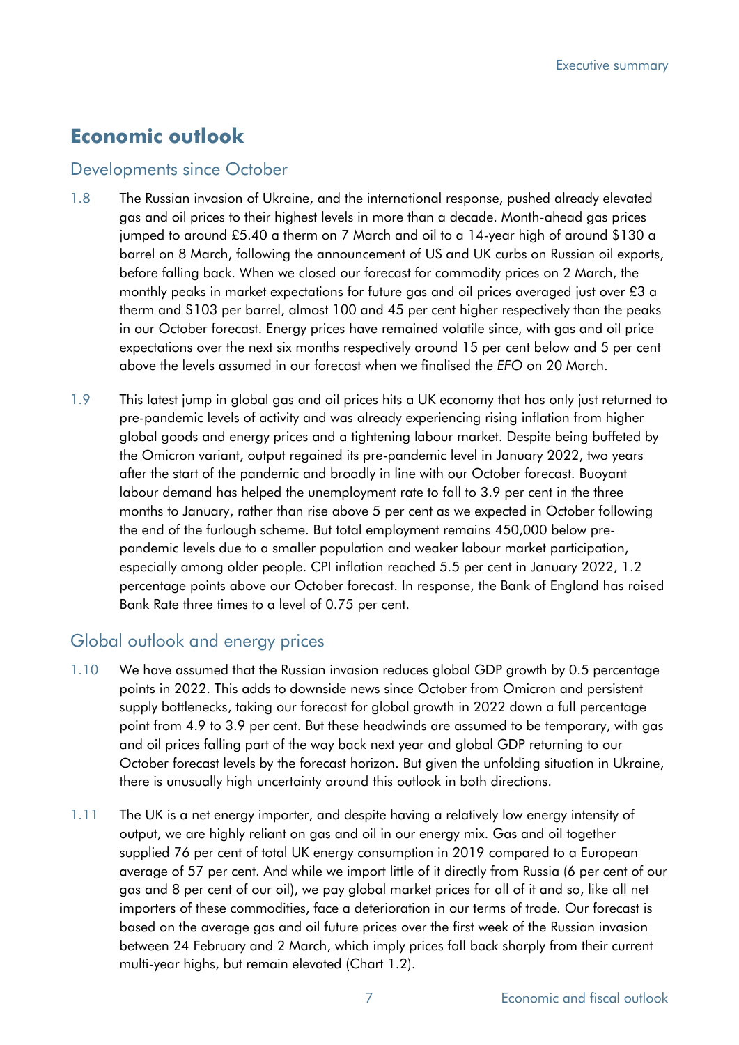## Economic outlook

### Developments since October

1.8 The Russian invasion of Ukraine, and the international response, pushed already elevated gas and oil prices to their highest levels in more than a decade. Month-ahead gas prices jumped to around £5.40 a therm on 7 March and oil to a 14-year high of around $130 a barrel on 8 March, following the announcement of US and UK curbs on Russian oil exports, before falling back. When we closed our forecast for commodity prices on 2 March, the monthly peaks in market expectations for future gas and oil prices averaged just over £3 a therm and $103 per barrel, almost 100 and 45 per cent higher respectively than the peaks in our October forecast. Energy prices have remained volatile since, with gas and oil price expectations over the next six months respectively around 15 per cent below and 5 per cent above the levels assumed in our forecast when we finalised the *EFO* on 20 March.

1.9 This latest jump in global gas and oil prices hits a UK economy that has only just returned to pre-pandemic levels of activity and was already experiencing rising inflation from higher global goods and energy prices and a tightening labour market. Despite being buffeted by the Omicron variant, output regained its pre-pandemic level in January 2022, two years after the start of the pandemic and broadly in line with our October forecast. Buoyant labour demand has helped the unemployment rate to fall to 3.9 per cent in the three months to January, rather than rise above 5 per cent as we expected in October following the end of the furlough scheme. But total employment remains 450,000 below pre-pandemic levels due to a smaller population and weaker labour market participation, especially among older people. CPI inflation reached 5.5 per cent in January 2022, 1.2 percentage points above our October forecast. In response, the Bank of England has raised Bank Rate three times to a level of 0.75 per cent.

### Global outlook and energy prices

1.10 We have assumed that the Russian invasion reduces global GDP growth by 0.5 percentage points in 2022. This adds to downside news since October from Omicron and persistent supply bottlenecks, taking our forecast for global growth in 2022 down a full percentage point from 4.9 to 3.9 per cent. But these headwinds are assumed to be temporary, with gas and oil prices falling part of the way back next year and global GDP returning to our October forecast levels by the forecast horizon. But given the unfolding situation in Ukraine, there is unusually high uncertainty around this outlook in both directions.

1.11 The UK is a net energy importer, and despite having a relatively low energy intensity of output, we are highly reliant on gas and oil in our energy mix. Gas and oil together supplied 76 per cent of total UK energy consumption in 2019 compared to a European average of 57 per cent. And while we import little of it directly from Russia (6 per cent of our gas and 8 per cent of our oil), we pay global market prices for all of it and so, like all net importers of these commodities, face a deterioration in our terms of trade. Our forecast is based on the average gas and oil future prices over the first week of the Russian invasion between 24 February and 2 March, which imply prices fall back sharply from their current multi-year highs, but remain elevated (Chart 1.2).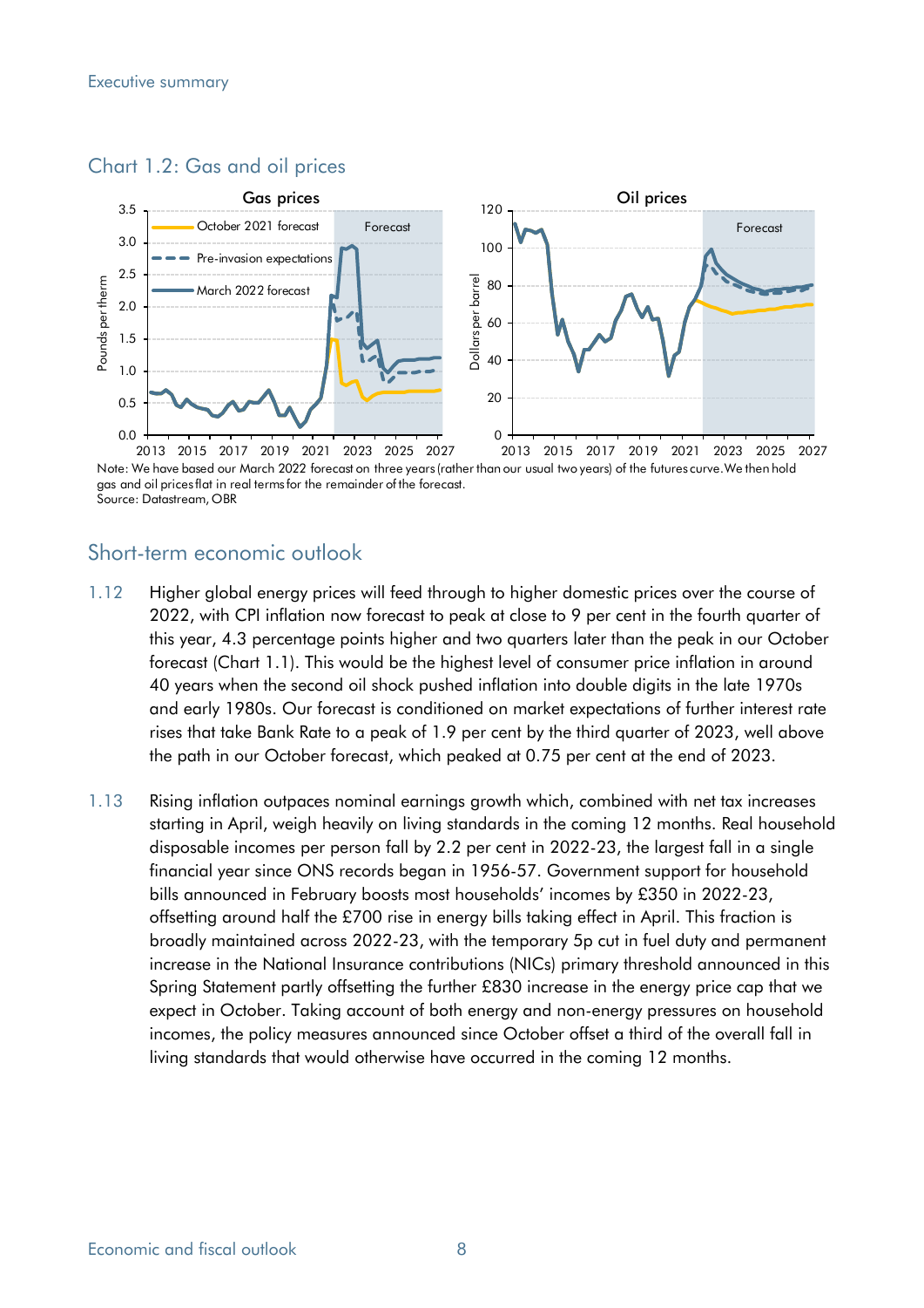## Chart 1.2: Gas and oil prices

Note: We have based our March 2022 forecast on three years (rather than our usual two years) of the futures curve. We then hold gas and oil prices flat in real terms for the remainder of the forecast.
Source: Datastream, OBR

## Short-term economic outlook

1.12 Higher global energy prices will feed through to higher domestic prices over the course of 2022, with CPI inflation now forecast to peak at close to 9 per cent in the fourth quarter of this year, 4.3 percentage points higher and two quarters later than the peak in our October forecast (Chart 1.1). This would be the highest level of consumer price inflation in around 40 years when the second oil shock pushed inflation into double digits in the late 1970s and early 1980s. Our forecast is conditioned on market expectations of further interest rate rises that take Bank Rate to a peak of 1.9 per cent by the third quarter of 2023, well above the path in our October forecast, which peaked at 0.75 per cent at the end of 2023.

1.13 Rising inflation outpaces nominal earnings growth which, combined with net tax increases starting in April, weigh heavily on living standards in the coming 12 months. Real household disposable incomes per person fall by 2.2 per cent in 2022-23, the largest fall in a single financial year since ONS records began in 1956-57. Government support for household bills announced in February boosts most households' incomes by £350 in 2022-23, offsetting around half the £700 rise in energy bills taking effect in April. This fraction is broadly maintained across 2022-23, with the temporary 5p cut in fuel duty and permanent increase in the National Insurance contributions (NICs) primary threshold announced in this Spring Statement partly offsetting the further £830 increase in the energy price cap that we expect in October. Taking account of both energy and non-energy pressures on household incomes, the policy measures announced since October offset a third of the overall fall in living standards that would otherwise have occurred in the coming 12 months.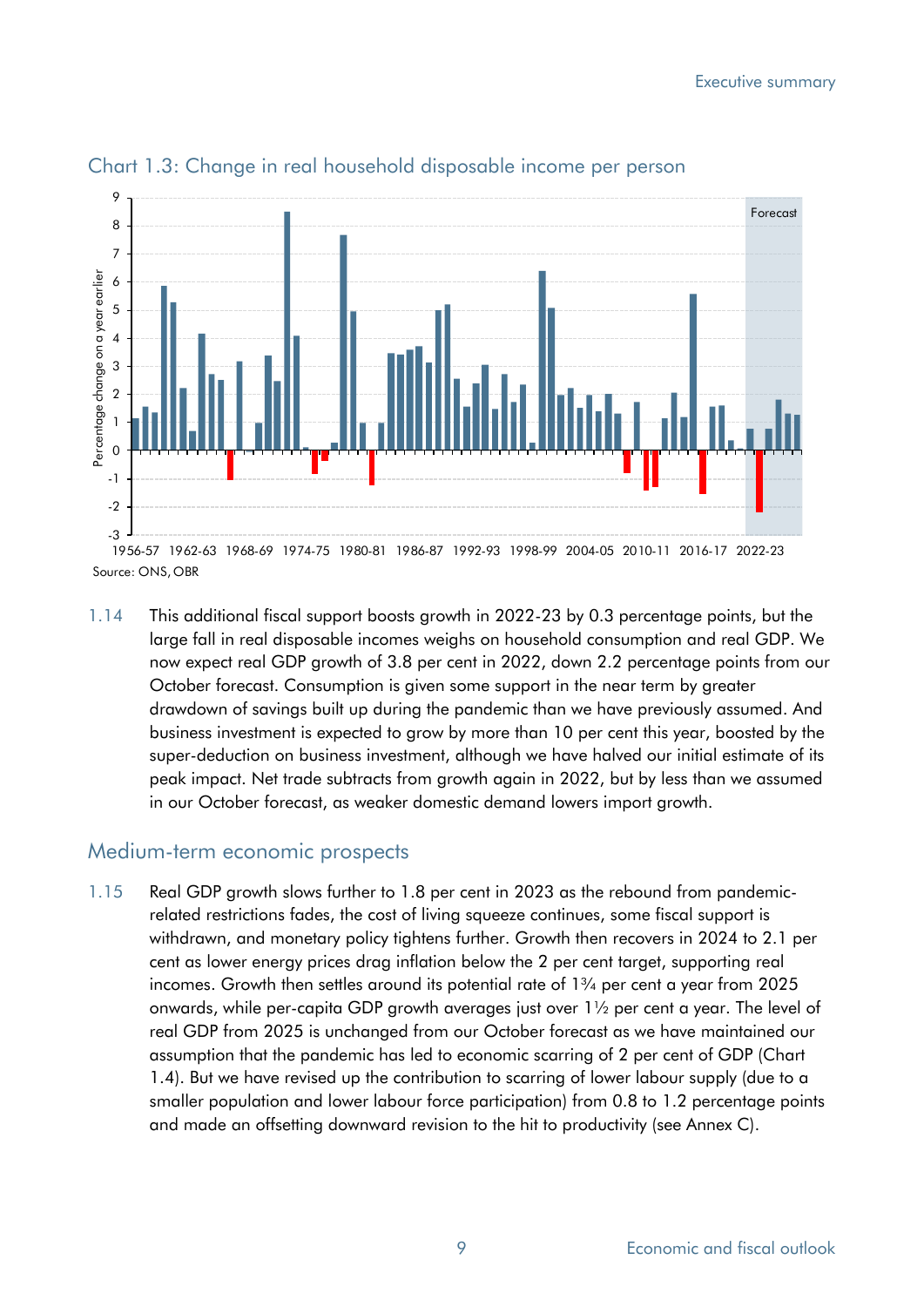## Chart 1.3: Change in real household disposable income per person

Source: ONS, OBR

1.14 This additional fiscal support boosts growth in 2022-23 by 0.3 percentage points, but the large fall in real disposable incomes weighs on household consumption and real GDP. We now expect real GDP growth of 3.8 per cent in 2022, down 2.2 percentage points from our October forecast. Consumption is given some support in the near term by greater drawdown of savings built up during the pandemic than we have previously assumed. And business investment is expected to grow by more than 10 per cent this year, boosted by the super-deduction on business investment, although we have halved our initial estimate of its peak impact. Net trade subtracts from growth again in 2022, but by less than we assumed in our October forecast, as weaker domestic demand lowers import growth.

## Medium-term economic prospects

1.15 Real GDP growth slows further to 1.8 per cent in 2023 as the rebound from pandemic-related restrictions fades, the cost of living squeeze continues, some fiscal support is withdrawn, and monetary policy tightens further. Growth then recovers in 2024 to 2.1 per cent as lower energy prices drag inflation below the 2 per cent target, supporting real incomes. Growth then settles around its potential rate of 1¾ per cent a year from 2025 onwards, while per-capita GDP growth averages just over 1½ per cent a year. The level of real GDP from 2025 is unchanged from our October forecast as we have maintained our assumption that the pandemic has led to economic scarring of 2 per cent of GDP (Chart 1.4). But we have revised up the contribution to scarring of lower labour supply (due to a smaller population and lower labour force participation) from 0.8 to 1.2 percentage points and made an offsetting downward revision to the hit to productivity (see Annex C).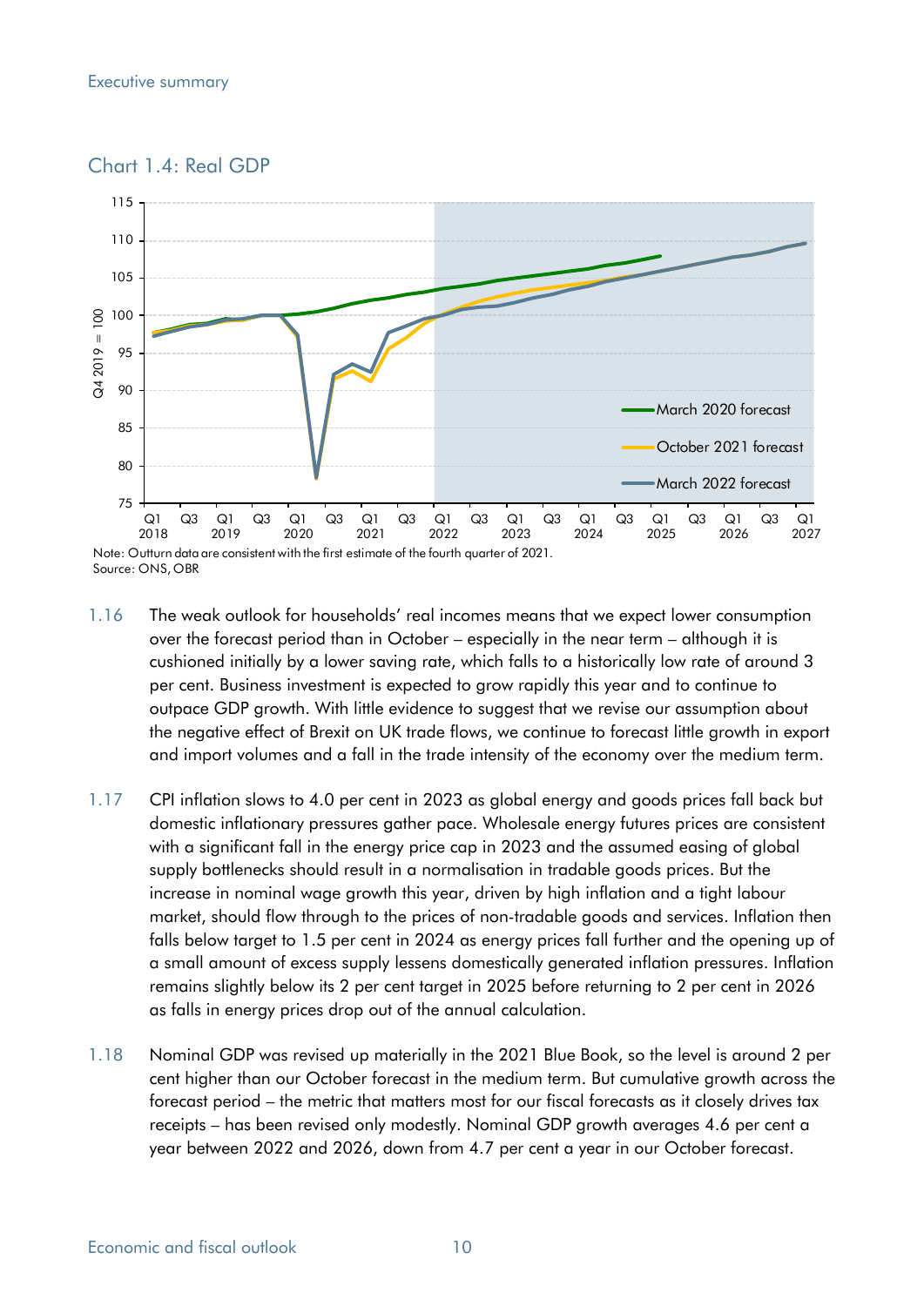### Chart 1.4: Real GDP

Note: Outturn data are consistent with the first estimate of the fourth quarter of 2021.
Source: ONS, OBR

1.16 The weak outlook for households' real incomes means that we expect lower consumption over the forecast period than in October – especially in the near term – although it is cushioned initially by a lower saving rate, which falls to a historically low rate of around 3 per cent. Business investment is expected to grow rapidly this year and to continue to outpace GDP growth. With little evidence to suggest that we revise our assumption about the negative effect of Brexit on UK trade flows, we continue to forecast little growth in export and import volumes and a fall in the trade intensity of the economy over the medium term.

1.17 CPI inflation slows to 4.0 per cent in 2023 as global energy and goods prices fall back but domestic inflationary pressures gather pace. Wholesale energy futures prices are consistent with a significant fall in the energy price cap in 2023 and the assumed easing of global supply bottlenecks should result in a normalisation in tradable goods prices. But the increase in nominal wage growth this year, driven by high inflation and a tight labour market, should flow through to the prices of non-tradable goods and services. Inflation then falls below target to 1.5 per cent in 2024 as energy prices fall further and the opening up of a small amount of excess supply lessens domestically generated inflation pressures. Inflation remains slightly below its 2 per cent target in 2025 before returning to 2 per cent in 2026 as falls in energy prices drop out of the annual calculation.

1.18 Nominal GDP was revised up materially in the 2021 Blue Book, so the level is around 2 per cent higher than our October forecast in the medium term. But cumulative growth across the forecast period – the metric that matters most for our fiscal forecasts as it closely drives tax receipts – has been revised only modestly. Nominal GDP growth averages 4.6 per cent a year between 2022 and 2026, down from 4.7 per cent a year in our October forecast.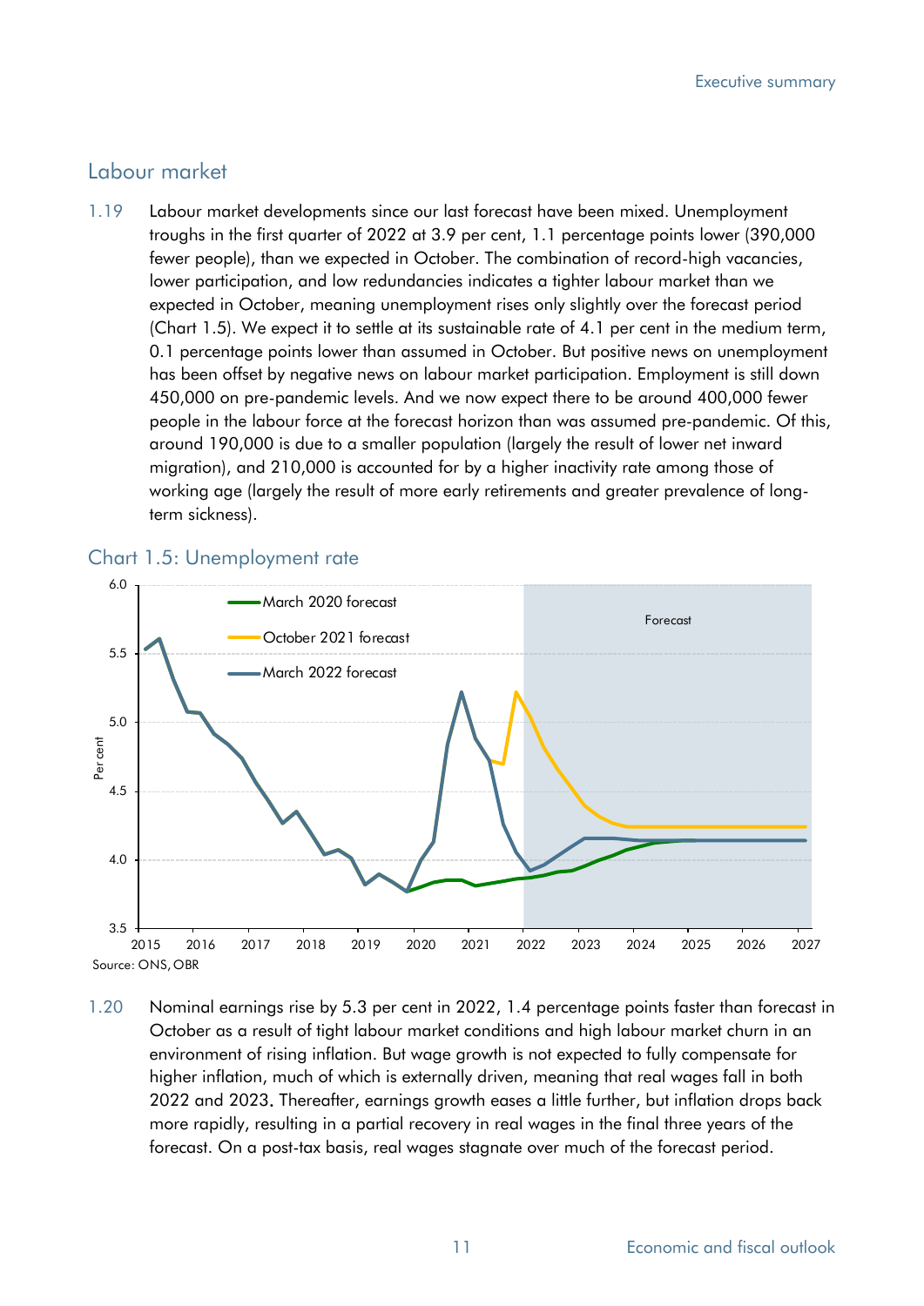## Labour market

1.19 Labour market developments since our last forecast have been mixed. Unemployment troughs in the first quarter of 2022 at 3.9 per cent, 1.1 percentage points lower (390,000 fewer people), than we expected in October. The combination of record-high vacancies, lower participation, and low redundancies indicates a tighter labour market than we expected in October, meaning unemployment rises only slightly over the forecast period (Chart 1.5). We expect it to settle at its sustainable rate of 4.1 per cent in the medium term, 0.1 percentage points lower than assumed in October. But positive news on unemployment has been offset by negative news on labour market participation. Employment is still down 450,000 on pre-pandemic levels. And we now expect there to be around 400,000 fewer people in the labour force at the forecast horizon than was assumed pre-pandemic. Of this, around 190,000 is due to a smaller population (largely the result of lower net inward migration), and 210,000 is accounted for by a higher inactivity rate among those of working age (largely the result of more early retirements and greater prevalence of long-term sickness).

### Chart 1.5: Unemployment rate

Source: ONS, OBR

1.20 Nominal earnings rise by 5.3 per cent in 2022, 1.4 percentage points faster than forecast in October as a result of tight labour market conditions and high labour market churn in an environment of rising inflation. But wage growth is not expected to fully compensate for higher inflation, much of which is externally driven, meaning that real wages fall in both 2022 and 2023. Thereafter, earnings growth eases a little further, but inflation drops back more rapidly, resulting in a partial recovery in real wages in the final three years of the forecast. On a post-tax basis, real wages stagnate over much of the forecast period.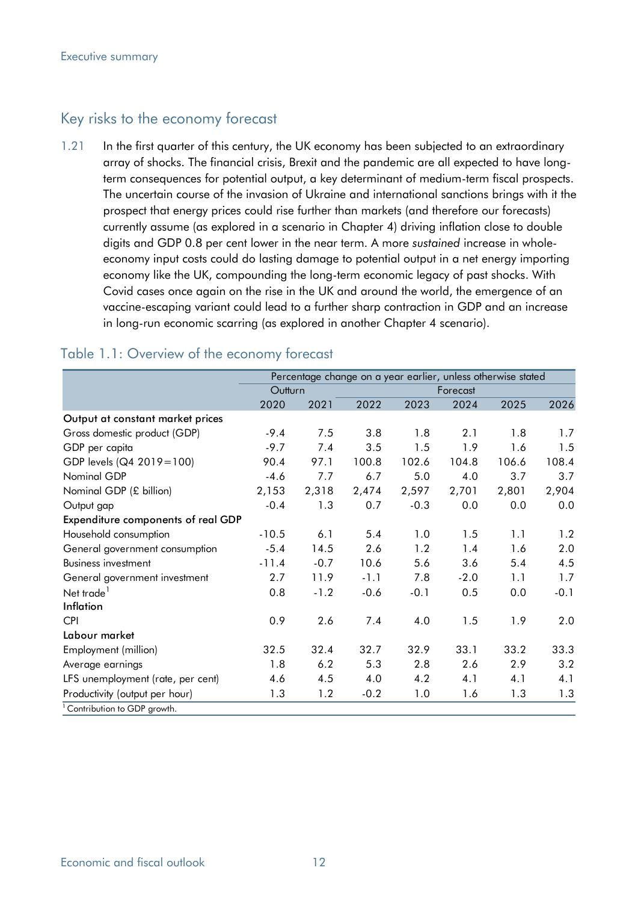## Key risks to the economy forecast

1.21 In the first quarter of this century, the UK economy has been subjected to an extraordinary array of shocks. The financial crisis, Brexit and the pandemic are all expected to have long-term consequences for potential output, a key determinant of medium-term fiscal prospects. The uncertain course of the invasion of Ukraine and international sanctions brings with it the prospect that energy prices could rise further than markets (and therefore our forecasts) currently assume (as explored in a scenario in Chapter 4) driving inflation close to double digits and GDP 0.8 per cent lower in the near term. A more *sustained* increase in whole-economy input costs could do lasting damage to potential output in a net energy importing economy like the UK, compounding the long-term economic legacy of past shocks. With Covid cases once again on the rise in the UK and around the world, the emergence of an vaccine-escaping variant could lead to a further sharp contraction in GDP and an increase in long-run economic scarring (as explored in another Chapter 4 scenario).

### Table 1.1: Overview of the economy forecast

| | Percentage change on a year earlier, unless otherwise stated | | | | | | |
|---|---|---|---|---|---|---|---|
| | Outturn | | Forecast | | | | |
| | 2020 | 2021 | 2022 | 2023 | 2024 | 2025 | 2026 |
| **Output at constant market prices** | | | | | | | |
| Gross domestic product (GDP) | -9.4 | 7.5 | 3.8 | 1.8 | 2.1 | 1.8 | 1.7 |
| GDP per capita | -9.7 | 7.4 | 3.5 | 1.5 | 1.9 | 1.6 | 1.5 |
| GDP levels (Q4 2019=100) | 90.4 | 97.1 | 100.8 | 102.6 | 104.8 | 106.6 | 108.4 |
| Nominal GDP | -4.6 | 7.7 | 6.7 | 5.0 | 4.0 | 3.7 | 3.7 |
| Nominal GDP (£ billion) | 2,153 | 2,318 | 2,474 | 2,597 | 2,701 | 2,801 | 2,904 |
| Output gap | -0.4 | 1.3 | 0.7 | -0.3 | 0.0 | 0.0 | 0.0 |
| **Expenditure components of real GDP** | | | | | | | |
| Household consumption | -10.5 | 6.1 | 5.4 | 1.0 | 1.5 | 1.1 | 1.2 |
| General government consumption | -5.4 | 14.5 | 2.6 | 1.2 | 1.4 | 1.6 | 2.0 |
| Business investment | -11.4 | -0.7 | 10.6 | 5.6 | 3.6 | 5.4 | 4.5 |
| General government investment | 2.7 | 11.9 | -1.1 | 7.8 | -2.0 | 1.1 | 1.7 |
| Net trade[1] | 0.8 | -1.2 | -0.6 | -0.1 | 0.5 | 0.0 | -0.1 |
| **Inflation** | | | | | | | |
| CPI | 0.9 | 2.6 | 7.4 | 4.0 | 1.5 | 1.9 | 2.0 |
| **Labour market** | | | | | | | |
| Employment (million) | 32.5 | 32.4 | 32.7 | 32.9 | 33.1 | 33.2 | 33.3 |
| Average earnings | 1.8 | 6.2 | 5.3 | 2.8 | 2.6 | 2.9 | 3.2 |
| LFS unemployment (rate, per cent) | 4.6 | 4.5 | 4.0 | 4.2 | 4.1 | 4.1 | 4.1 |
| Productivity (output per hour) | 1.3 | 1.2 | -0.2 | 1.0 | 1.6 | 1.3 | 1.3 |

[1] Contribution to GDP growth.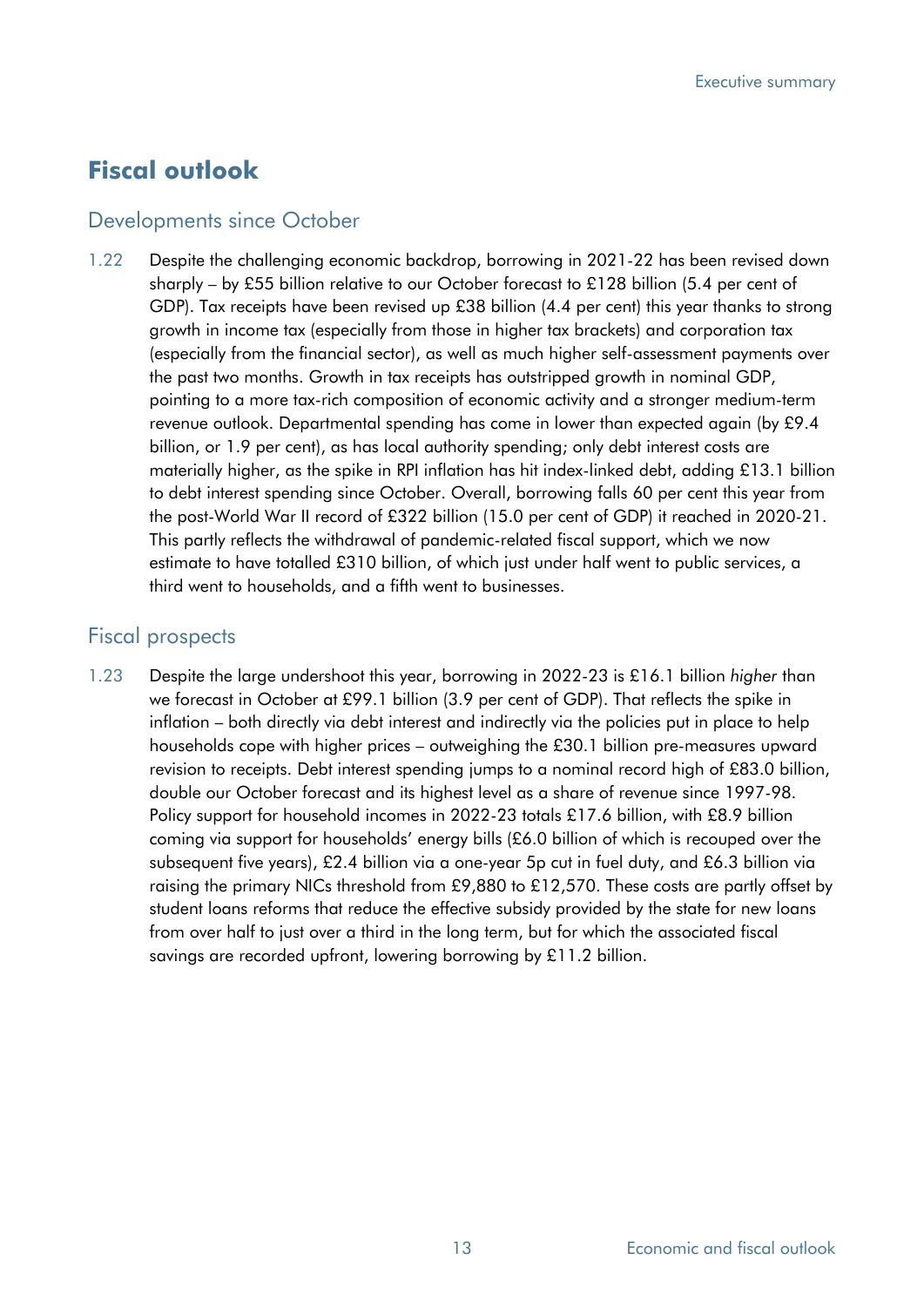## Fiscal outlook

### Developments since October

1.22 Despite the challenging economic backdrop, borrowing in 2021-22 has been revised down sharply – by £55 billion relative to our October forecast to £128 billion (5.4 per cent of GDP). Tax receipts have been revised up £38 billion (4.4 per cent) this year thanks to strong growth in income tax (especially from those in higher tax brackets) and corporation tax (especially from the financial sector), as well as much higher self-assessment payments over the past two months. Growth in tax receipts has outstripped growth in nominal GDP, pointing to a more tax-rich composition of economic activity and a stronger medium-term revenue outlook. Departmental spending has come in lower than expected again (by £9.4 billion, or 1.9 per cent), as has local authority spending; only debt interest costs are materially higher, as the spike in RPI inflation has hit index-linked debt, adding £13.1 billion to debt interest spending since October. Overall, borrowing falls 60 per cent this year from the post-World War II record of £322 billion (15.0 per cent of GDP) it reached in 2020-21. This partly reflects the withdrawal of pandemic-related fiscal support, which we now estimate to have totalled £310 billion, of which just under half went to public services, a third went to households, and a fifth went to businesses.

### Fiscal prospects

1.23 Despite the large undershoot this year, borrowing in 2022-23 is £16.1 billion *higher* than we forecast in October at £99.1 billion (3.9 per cent of GDP). That reflects the spike in inflation – both directly via debt interest and indirectly via the policies put in place to help households cope with higher prices – outweighing the £30.1 billion pre-measures upward revision to receipts. Debt interest spending jumps to a nominal record high of £83.0 billion, double our October forecast and its highest level as a share of revenue since 1997-98. Policy support for household incomes in 2022-23 totals £17.6 billion, with £8.9 billion coming via support for households' energy bills (£6.0 billion of which is recouped over the subsequent five years), £2.4 billion via a one-year 5p cut in fuel duty, and £6.3 billion via raising the primary NICs threshold from £9,880 to £12,570. These costs are partly offset by student loans reforms that reduce the effective subsidy provided by the state for new loans from over half to just over a third in the long term, but for which the associated fiscal savings are recorded upfront, lowering borrowing by £11.2 billion.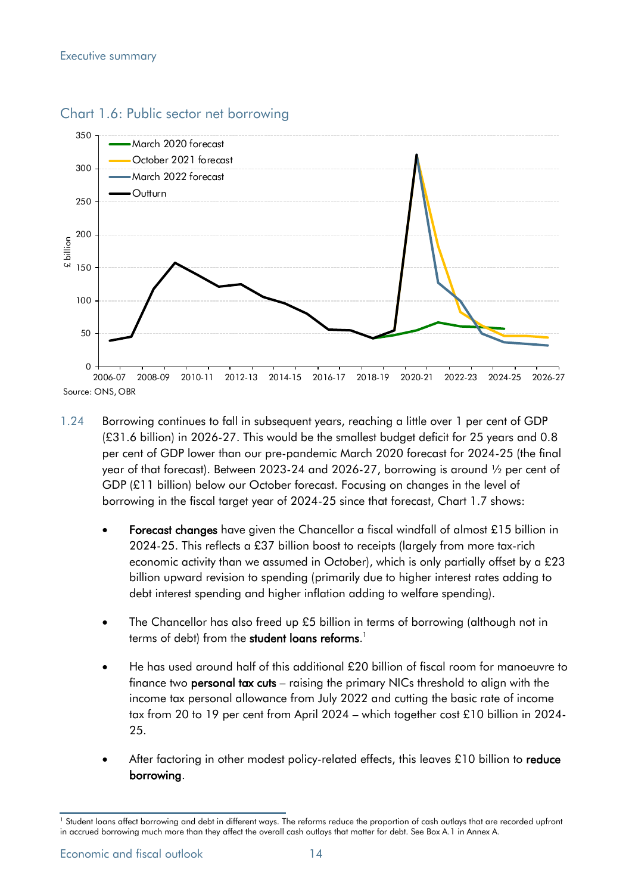### Chart 1.6: Public sector net borrowing

Source: ONS, OBR

1.24 Borrowing continues to fall in subsequent years, reaching a little over 1 per cent of GDP (£31.6 billion) in 2026-27. This would be the smallest budget deficit for 25 years and 0.8 per cent of GDP lower than our pre-pandemic March 2020 forecast for 2024-25 (the final year of that forecast). Between 2023-24 and 2026-27, borrowing is around ½ per cent of GDP (£11 billion) below our October forecast. Focusing on changes in the level of borrowing in the fiscal target year of 2024-25 since that forecast, Chart 1.7 shows:

- **Forecast changes** have given the Chancellor a fiscal windfall of almost £15 billion in 2024-25. This reflects a £37 billion boost to receipts (largely from more tax-rich economic activity than we assumed in October), which is only partially offset by a £23 billion upward revision to spending (primarily due to higher interest rates adding to debt interest spending and higher inflation adding to welfare spending).

- The Chancellor has also freed up £5 billion in terms of borrowing (although not in terms of debt) from the **student loans reforms**.[1]

- He has used around half of this additional £20 billion of fiscal room for manoeuvre to finance two **personal tax cuts** – raising the primary NICs threshold to align with the income tax personal allowance from July 2022 and cutting the basic rate of income tax from 20 to 19 per cent from April 2024 – which together cost £10 billion in 2024-25.

- After factoring in other modest policy-related effects, this leaves £10 billion to **reduce borrowing**.

[1] Student loans affect borrowing and debt in different ways. The reforms reduce the proportion of cash outlays that are recorded upfront in accrued borrowing much more than they affect the overall cash outlays that matter for debt. See Box A.1 in Annex A.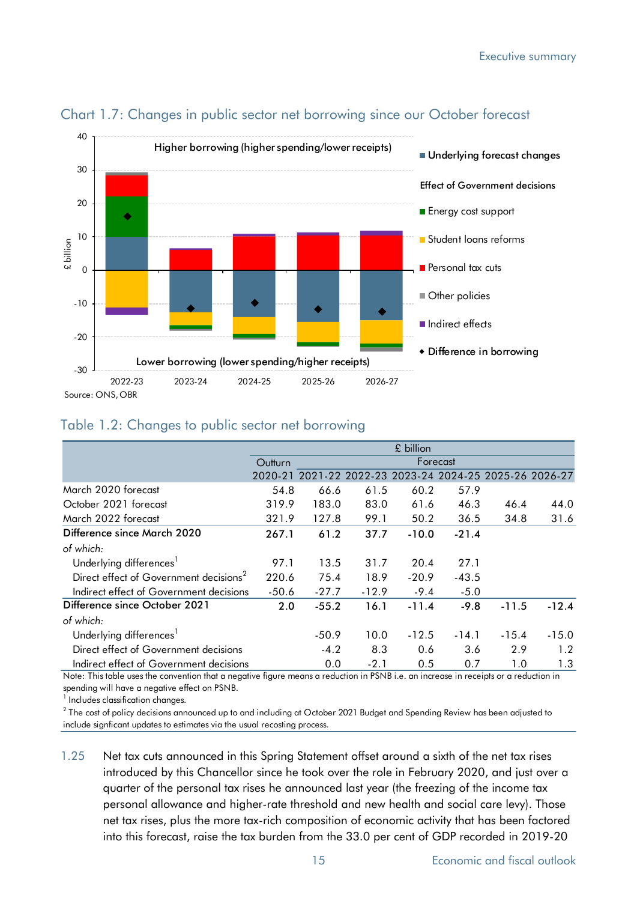## Chart 1.7: Changes in public sector net borrowing since our October forecast

Source: ONS, OBR

## Table 1.2: Changes to public sector net borrowing

| | £ billion | | | | | | |
|---|---|---|---|---|---|---|---|
| | Outturn | Forecast | | | | | |
| | 2020-21 | 2021-22 | 2022-23 | 2023-24 | 2024-25 | 2025-26 | 2026-27 |
| March 2020 forecast | 54.8 | 66.6 | 61.5 | 60.2 | 57.9 | | |
| October 2021 forecast | 319.9 | 183.0 | 83.0 | 61.6 | 46.3 | 46.4 | 44.0 |
| March 2022 forecast | 321.9 | 127.8 | 99.1 | 50.2 | 36.5 | 34.8 | 31.6 |
| **Difference since March 2020** | **267.1** | **61.2** | **37.7** | **-10.0** | **-21.4** | | |
| *of which:* | | | | | | | |
| Underlying differences[1] | 97.1 | 13.5 | 31.7 | 20.4 | 27.1 | | |
| Direct effect of Government decisions[2] | 220.6 | 75.4 | 18.9 | -20.9 | -43.5 | | |
| Indirect effect of Government decisions | -50.6 | -27.7 | -12.9 | -9.4 | -5.0 | | |
| **Difference since October 2021** | **2.0** | **-55.2** | **16.1** | **-11.4** | **-9.8** | **-11.5** | **-12.4** |
| *of which:* | | | | | | | |
| Underlying differences[1] | | -50.9 | 10.0 | -12.5 | -14.1 | -15.4 | -15.0 |
| Direct effect of Government decisions | | -4.2 | 8.3 | 0.6 | 3.6 | 2.9 | 1.2 |
| Indirect effect of Government decisions | | 0.0 | -2.1 | 0.5 | 0.7 | 1.0 | 1.3 |

Note: This table uses the convention that a negative figure means a reduction in PSNB i.e. an increase in receipts or a reduction in spending will have a negative effect on PSNB.

[1] Includes classification changes.

[2] The cost of policy decisions announced up to and including at October 2021 Budget and Spending Review has been adjusted to include signficant updates to estimates via the usual recosting process.

1.25 Net tax cuts announced in this Spring Statement offset around a sixth of the net tax rises introduced by this Chancellor since he took over the role in February 2020, and just over a quarter of the personal tax rises he announced last year (the freezing of the income tax personal allowance and higher-rate threshold and new health and social care levy). Those net tax rises, plus the more tax-rich composition of economic activity that has been factored into this forecast, raise the tax burden from the 33.0 per cent of GDP recorded in 2019-20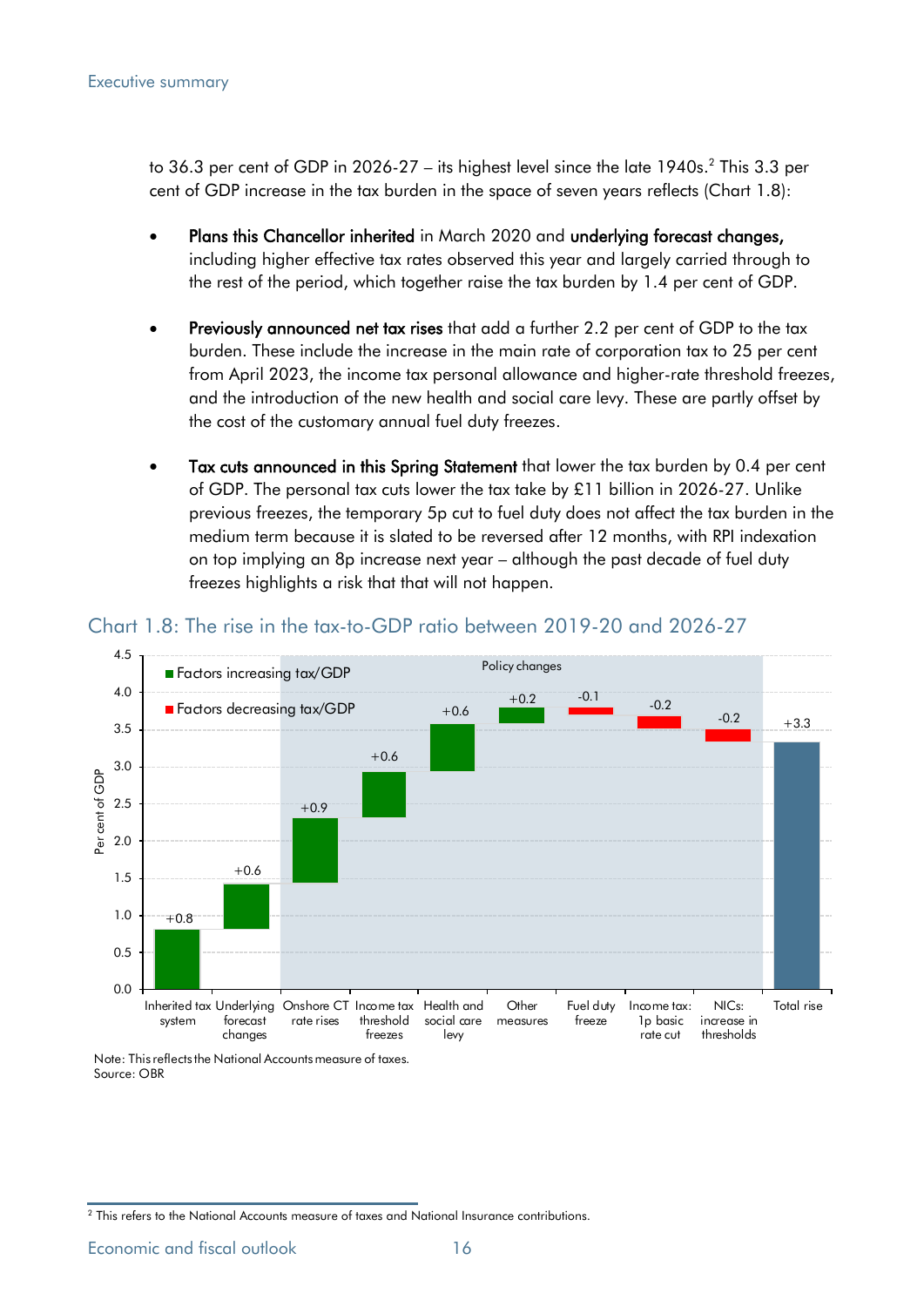to 36.3 per cent of GDP in 2026-27 – its highest level since the late 1940s.[2] This 3.3 per cent of GDP increase in the tax burden in the space of seven years reflects (Chart 1.8):

- **Plans this Chancellor inherited** in March 2020 and **underlying forecast changes,** including higher effective tax rates observed this year and largely carried through to the rest of the period, which together raise the tax burden by 1.4 per cent of GDP.

- **Previously announced net tax rises** that add a further 2.2 per cent of GDP to the tax burden. These include the increase in the main rate of corporation tax to 25 per cent from April 2023, the income tax personal allowance and higher-rate threshold freezes, and the introduction of the new health and social care levy. These are partly offset by the cost of the customary annual fuel duty freezes.

- **Tax cuts announced in this Spring Statement** that lower the tax burden by 0.4 per cent of GDP. The personal tax cuts lower the tax take by £11 billion in 2026-27. Unlike previous freezes, the temporary 5p cut to fuel duty does not affect the tax burden in the medium term because it is slated to be reversed after 12 months, with RPI indexation on top implying an 8p increase next year – although the past decade of fuel duty freezes highlights a risk that that will not happen.

## Chart 1.8: The rise in the tax-to-GDP ratio between 2019-20 and 2026-27

| Factor | Per cent of GDP |
|---|---|
| Inherited tax system | +0.8 |
| Underlying forecast changes | +0.6 |
| *Policy changes:* | |
| Onshore CT rate rises | +0.9 |
| Income tax threshold freezes | +0.6 |
| Health and social care levy | +0.6 |
| Other measures | +0.2 |
| Fuel duty freeze | -0.1 |
| Income tax: 1p basic rate cut | -0.2 |
| NICs: increase in thresholds | -0.2 |
| Total rise | +3.3 |

Note: This reflects the National Accounts measure of taxes.
Source: OBR

[2] This refers to the National Accounts measure of taxes and National Insurance contributions.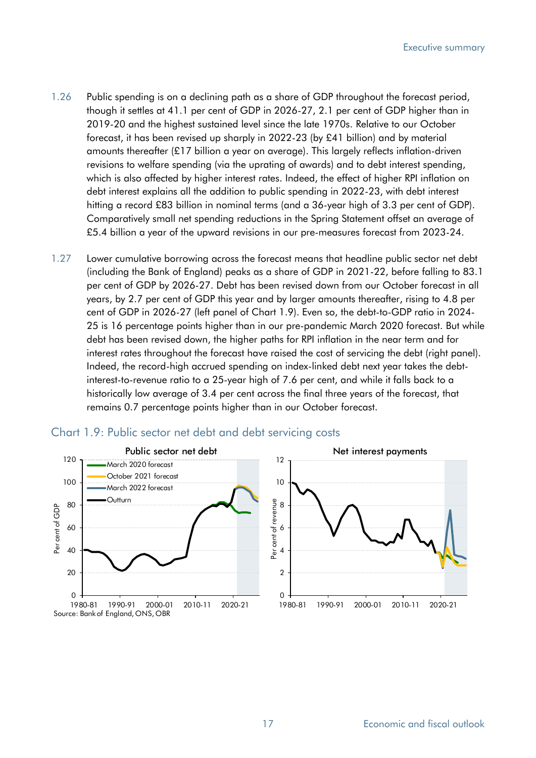1.26 Public spending is on a declining path as a share of GDP throughout the forecast period, though it settles at 41.1 per cent of GDP in 2026-27, 2.1 per cent of GDP higher than in 2019-20 and the highest sustained level since the late 1970s. Relative to our October forecast, it has been revised up sharply in 2022-23 (by £41 billion) and by material amounts thereafter (£17 billion a year on average). This largely reflects inflation-driven revisions to welfare spending (via the uprating of awards) and to debt interest spending, which is also affected by higher interest rates. Indeed, the effect of higher RPI inflation on debt interest explains all the addition to public spending in 2022-23, with debt interest hitting a record £83 billion in nominal terms (and a 36-year high of 3.3 per cent of GDP). Comparatively small net spending reductions in the Spring Statement offset an average of £5.4 billion a year of the upward revisions in our pre-measures forecast from 2023-24.

1.27 Lower cumulative borrowing across the forecast means that headline public sector net debt (including the Bank of England) peaks as a share of GDP in 2021-22, before falling to 83.1 per cent of GDP by 2026-27. Debt has been revised down from our October forecast in all years, by 2.7 per cent of GDP this year and by larger amounts thereafter, rising to 4.8 per cent of GDP in 2026-27 (left panel of Chart 1.9). Even so, the debt-to-GDP ratio in 2024-25 is 16 percentage points higher than in our pre-pandemic March 2020 forecast. But while debt has been revised down, the higher paths for RPI inflation in the near term and for interest rates throughout the forecast have raised the cost of servicing the debt (right panel). Indeed, the record-high accrued spending on index-linked debt next year takes the debt-interest-to-revenue ratio to a 25-year high of 7.6 per cent, and while it falls back to a historically low average of 3.4 per cent across the final three years of the forecast, that remains 0.7 percentage points higher than in our October forecast.

### Chart 1.9: Public sector net debt and debt servicing costs

Source: Bank of England, ONS, OBR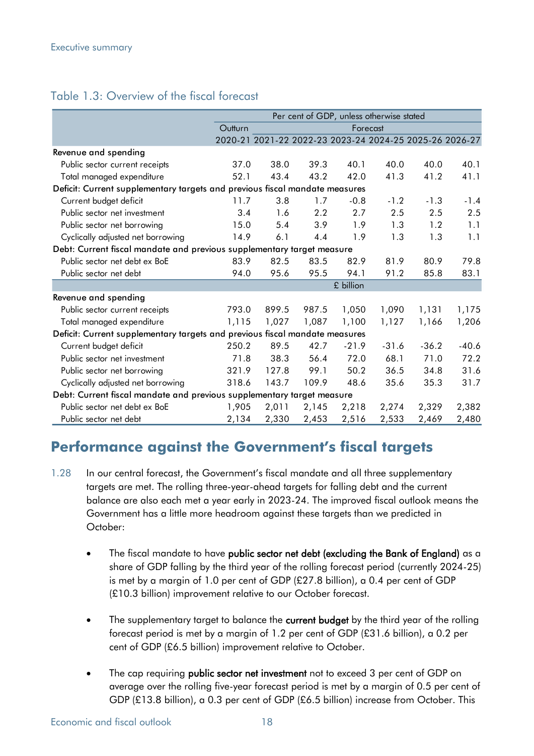## Table 1.3: Overview of the fiscal forecast

| | Per cent of GDP, unless otherwise stated | | | | | | |
|---|---|---|---|---|---|---|---|
| | Outturn | Forecast | | | | | |
| | 2020-21 | 2021-22 | 2022-23 | 2023-24 | 2024-25 | 2025-26 | 2026-27 |
| **Revenue and spending** | | | | | | | |
| Public sector current receipts | 37.0 | 38.0 | 39.3 | 40.1 | 40.0 | 40.0 | 40.1 |
| Total managed expenditure | 52.1 | 43.4 | 43.2 | 42.0 | 41.3 | 41.2 | 41.1 |
| **Deficit: Current supplementary targets and previous fiscal mandate measures** | | | | | | | |
| Current budget deficit | 11.7 | 3.8 | 1.7 | -0.8 | -1.2 | -1.3 | -1.4 |
| Public sector net investment | 3.4 | 1.6 | 2.2 | 2.7 | 2.5 | 2.5 | 2.5 |
| Public sector net borrowing | 15.0 | 5.4 | 3.9 | 1.9 | 1.3 | 1.2 | 1.1 |
| Cyclically adjusted net borrowing | 14.9 | 6.1 | 4.4 | 1.9 | 1.3 | 1.3 | 1.1 |
| **Debt: Current fiscal mandate and previous supplementary target measure** | | | | | | | |
| Public sector net debt ex BoE | 83.9 | 82.5 | 83.5 | 82.9 | 81.9 | 80.9 | 79.8 |
| Public sector net debt | 94.0 | 95.6 | 95.5 | 94.1 | 91.2 | 85.8 | 83.1 |
| | £ billion | | | | | | |
| **Revenue and spending** | | | | | | | |
| Public sector current receipts | 793.0 | 899.5 | 987.5 | 1,050 | 1,090 | 1,131 | 1,175 |
| Total managed expenditure | 1,115 | 1,027 | 1,087 | 1,100 | 1,127 | 1,166 | 1,206 |
| **Deficit: Current supplementary targets and previous fiscal mandate measures** | | | | | | | |
| Current budget deficit | 250.2 | 89.5 | 42.7 | -21.9 | -31.6 | -36.2 | -40.6 |
| Public sector net investment | 71.8 | 38.3 | 56.4 | 72.0 | 68.1 | 71.0 | 72.2 |
| Public sector net borrowing | 321.9 | 127.8 | 99.1 | 50.2 | 36.5 | 34.8 | 31.6 |
| Cyclically adjusted net borrowing | 318.6 | 143.7 | 109.9 | 48.6 | 35.6 | 35.3 | 31.7 |
| **Debt: Current fiscal mandate and previous supplementary target measure** | | | | | | | |
| Public sector net debt ex BoE | 1,905 | 2,011 | 2,145 | 2,218 | 2,274 | 2,329 | 2,382 |
| Public sector net debt | 2,134 | 2,330 | 2,453 | 2,516 | 2,533 | 2,469 | 2,480 |

## Performance against the Government's fiscal targets

1.28 In our central forecast, the Government's fiscal mandate and all three supplementary targets are met. The rolling three-year-ahead targets for falling debt and the current balance are also each met a year early in 2023-24. The improved fiscal outlook means the Government has a little more headroom against these targets than we predicted in October:

- The fiscal mandate to have **public sector net debt (excluding the Bank of England)** as a share of GDP falling by the third year of the rolling forecast period (currently 2024-25) is met by a margin of 1.0 per cent of GDP (£27.8 billion), a 0.4 per cent of GDP (£10.3 billion) improvement relative to our October forecast.

- The supplementary target to balance the **current budget** by the third year of the rolling forecast period is met by a margin of 1.2 per cent of GDP (£31.6 billion), a 0.2 per cent of GDP (£6.5 billion) improvement relative to October.

- The cap requiring **public sector net investment** not to exceed 3 per cent of GDP on average over the rolling five-year forecast period is met by a margin of 0.5 per cent of GDP (£13.8 billion), a 0.3 per cent of GDP (£6.5 billion) increase from October. This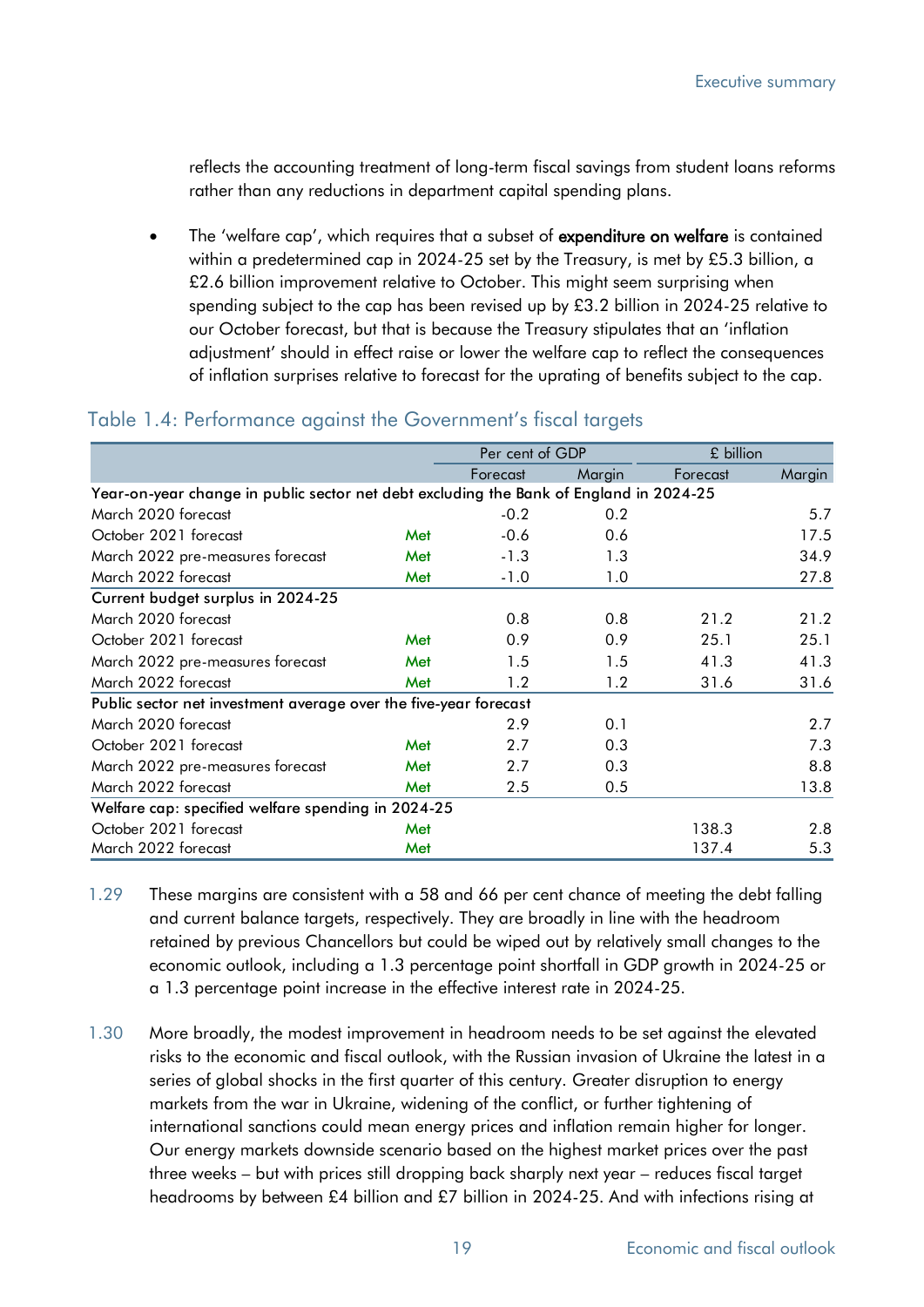reflects the accounting treatment of long-term fiscal savings from student loans reforms rather than any reductions in department capital spending plans.

- The 'welfare cap', which requires that a subset of **expenditure on welfare** is contained within a predetermined cap in 2024-25 set by the Treasury, is met by £5.3 billion, a £2.6 billion improvement relative to October. This might seem surprising when spending subject to the cap has been revised up by £3.2 billion in 2024-25 relative to our October forecast, but that is because the Treasury stipulates that an 'inflation adjustment' should in effect raise or lower the welfare cap to reflect the consequences of inflation surprises relative to forecast for the uprating of benefits subject to the cap.

Table 1.4: Performance against the Government's fiscal targets

| | | Per cent of GDP | | £ billion | |
|---|---|---|---|---|---|
| | | Forecast | Margin | Forecast | Margin |
| **Year-on-year change in public sector net debt excluding the Bank of England in 2024-25** | | | | | |
| March 2020 forecast | | -0.2 | 0.2 | | 5.7 |
| October 2021 forecast | Met | -0.6 | 0.6 | | 17.5 |
| March 2022 pre-measures forecast | Met | -1.3 | 1.3 | | 34.9 |
| March 2022 forecast | Met | -1.0 | 1.0 | | 27.8 |
| **Current budget surplus in 2024-25** | | | | | |
| March 2020 forecast | | 0.8 | 0.8 | 21.2 | 21.2 |
| October 2021 forecast | Met | 0.9 | 0.9 | 25.1 | 25.1 |
| March 2022 pre-measures forecast | Met | 1.5 | 1.5 | 41.3 | 41.3 |
| March 2022 forecast | Met | 1.2 | 1.2 | 31.6 | 31.6 |
| **Public sector net investment average over the five-year forecast** | | | | | |
| March 2020 forecast | | 2.9 | 0.1 | | 2.7 |
| October 2021 forecast | Met | 2.7 | 0.3 | | 7.3 |
| March 2022 pre-measures forecast | Met | 2.7 | 0.3 | | 8.8 |
| March 2022 forecast | Met | 2.5 | 0.5 | | 13.8 |
| **Welfare cap: specified welfare spending in 2024-25** | | | | | |
| October 2021 forecast | Met | | | 138.3 | 2.8 |
| March 2022 forecast | Met | | | 137.4 | 5.3 |

1.29 These margins are consistent with a 58 and 66 per cent chance of meeting the debt falling and current balance targets, respectively. They are broadly in line with the headroom retained by previous Chancellors but could be wiped out by relatively small changes to the economic outlook, including a 1.3 percentage point shortfall in GDP growth in 2024-25 or a 1.3 percentage point increase in the effective interest rate in 2024-25.

1.30 More broadly, the modest improvement in headroom needs to be set against the elevated risks to the economic and fiscal outlook, with the Russian invasion of Ukraine the latest in a series of global shocks in the first quarter of this century. Greater disruption to energy markets from the war in Ukraine, widening of the conflict, or further tightening of international sanctions could mean energy prices and inflation remain higher for longer. Our energy markets downside scenario based on the highest market prices over the past three weeks – but with prices still dropping back sharply next year – reduces fiscal target headrooms by between £4 billion and £7 billion in 2024-25. And with infections rising at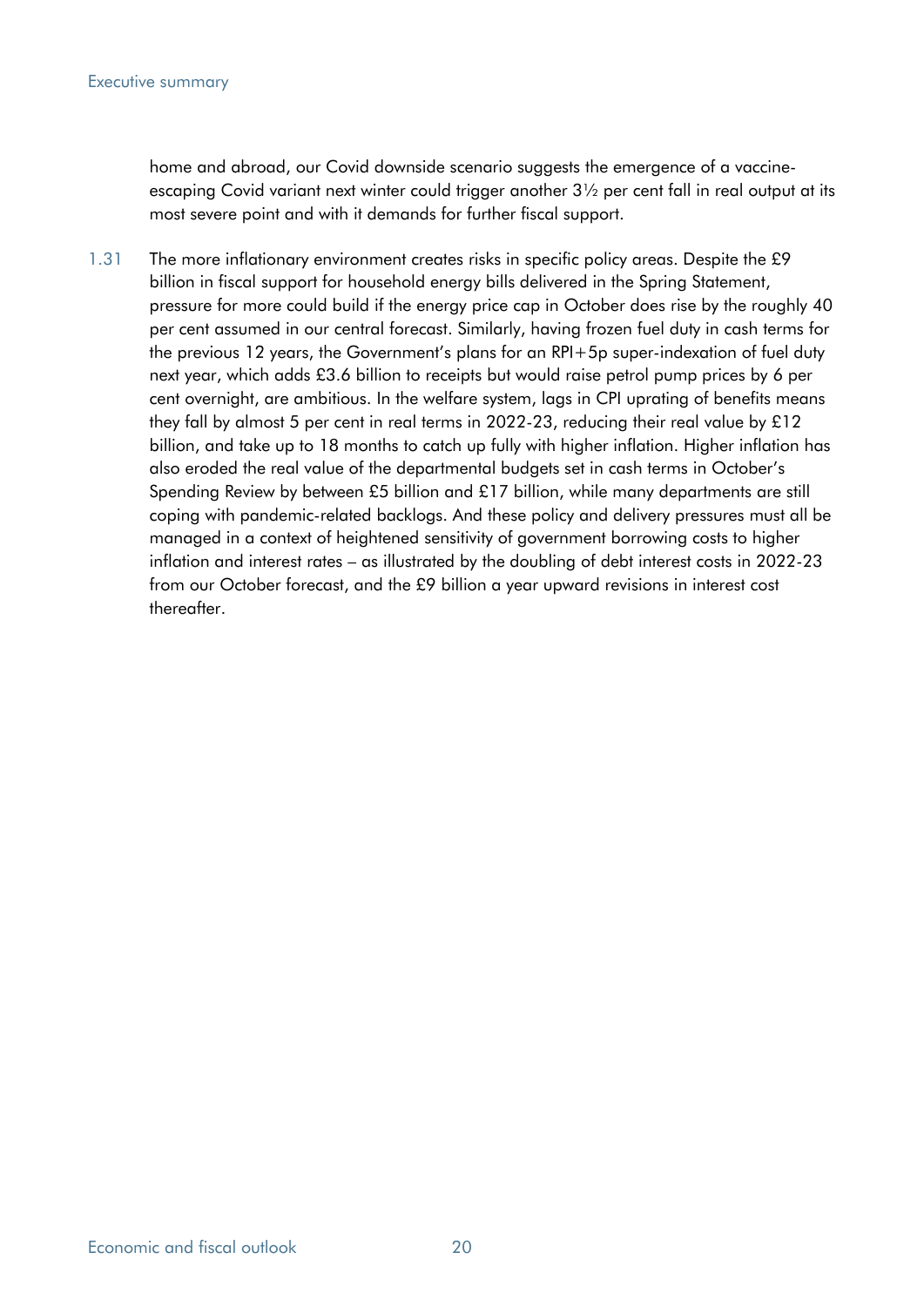home and abroad, our Covid downside scenario suggests the emergence of a vaccine-escaping Covid variant next winter could trigger another 3½ per cent fall in real output at its most severe point and with it demands for further fiscal support.

1.31 The more inflationary environment creates risks in specific policy areas. Despite the £9 billion in fiscal support for household energy bills delivered in the Spring Statement, pressure for more could build if the energy price cap in October does rise by the roughly 40 per cent assumed in our central forecast. Similarly, having frozen fuel duty in cash terms for the previous 12 years, the Government's plans for an RPI+5p super-indexation of fuel duty next year, which adds £3.6 billion to receipts but would raise petrol pump prices by 6 per cent overnight, are ambitious. In the welfare system, lags in CPI uprating of benefits means they fall by almost 5 per cent in real terms in 2022-23, reducing their real value by £12 billion, and take up to 18 months to catch up fully with higher inflation. Higher inflation has also eroded the real value of the departmental budgets set in cash terms in October's Spending Review by between £5 billion and £17 billion, while many departments are still coping with pandemic-related backlogs. And these policy and delivery pressures must all be managed in a context of heightened sensitivity of government borrowing costs to higher inflation and interest rates – as illustrated by the doubling of debt interest costs in 2022-23 from our October forecast, and the £9 billion a year upward revisions in interest cost thereafter.